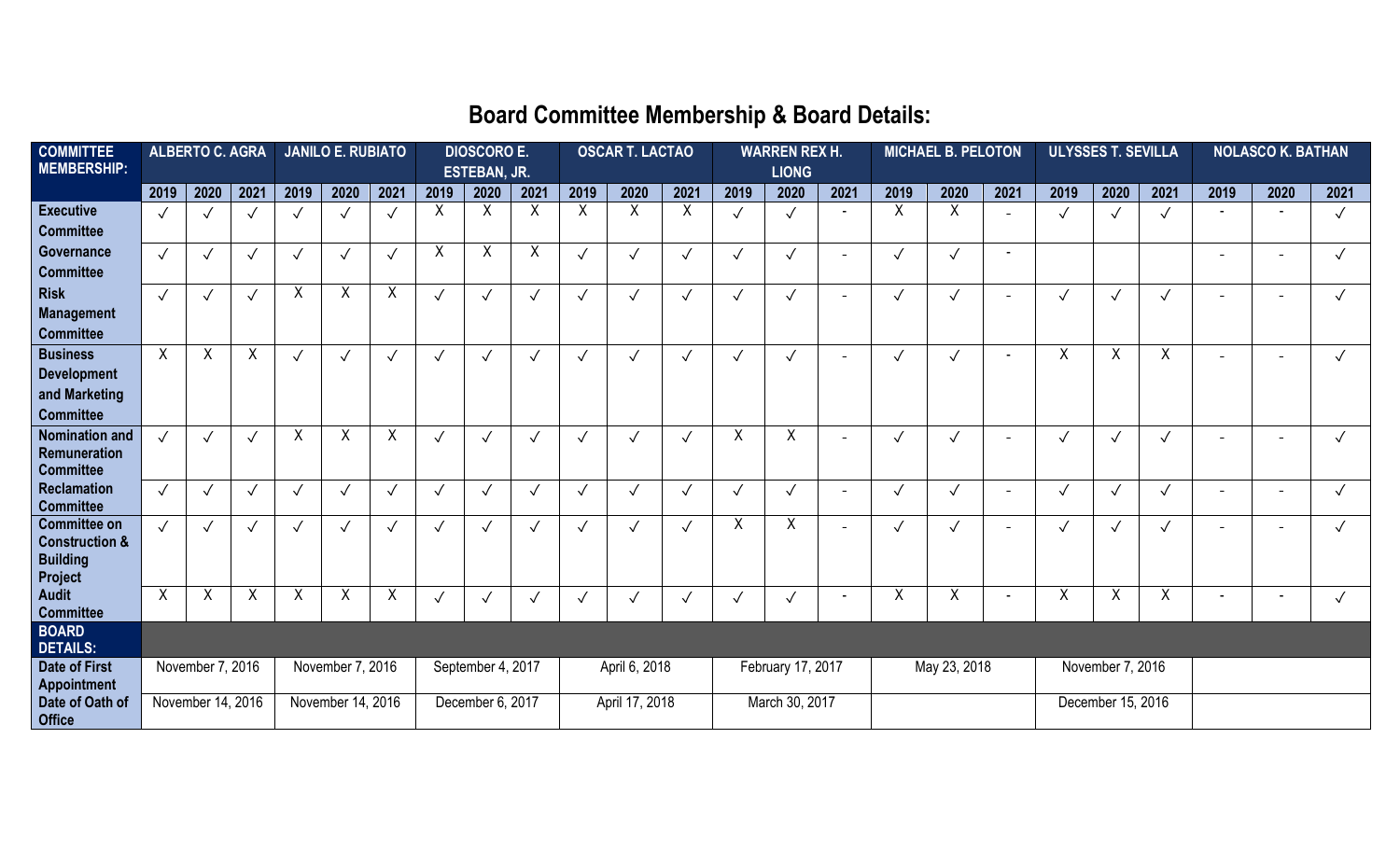# Board Committee Membership & Board Details:

| COMMITTEE MEMBERSHIP: | ALBERTO C. AGRA | | | JANILO E. RUBIATO | | | DIOSCORO E. ESTEBAN, JR. | | | OSCAR T. LACTAO | | | WARREN REX H. LIONG | | | MICHAEL B. PELOTON | | | ULYSSES T. SEVILLA | | | NOLASCO K. BATHAN | | |
|---|---|---|---|---|---|---|---|---|---|---|---|---|---|---|---|---|---|---|---|---|---|---|---|---|
| | 2019 | 2020 | 2021 | 2019 | 2020 | 2021 | 2019 | 2020 | 2021 | 2019 | 2020 | 2021 | 2019 | 2020 | 2021 | 2019 | 2020 | 2021 | 2019 | 2020 | 2021 | 2019 | 2020 | 2021 |
| **Executive Committee** | ✓ | ✓ | ✓ | ✓ | ✓ | ✓ | X | X | X | X | X | X | ✓ | ✓ | - | X | X | - | ✓ | ✓ | ✓ | - | - | ✓ |
| **Governance Committee** | ✓ | ✓ | ✓ | ✓ | ✓ | ✓ | X | X | X | ✓ | ✓ | ✓ | ✓ | ✓ | - | ✓ | ✓ | - | | | | - | - | ✓ |
| **Risk Management Committee** | ✓ | ✓ | ✓ | X | X | X | ✓ | ✓ | ✓ | ✓ | ✓ | ✓ | ✓ | ✓ | - | ✓ | ✓ | - | ✓ | ✓ | ✓ | - | - | ✓ |
| **Business Development and Marketing Committee** | X | X | X | ✓ | ✓ | ✓ | ✓ | ✓ | ✓ | ✓ | ✓ | ✓ | ✓ | ✓ | - | ✓ | ✓ | - | X | X | X | - | - | ✓ |
| **Nomination and Remuneration Committee** | ✓ | ✓ | ✓ | X | X | X | ✓ | ✓ | ✓ | ✓ | ✓ | ✓ | X | X | - | ✓ | ✓ | - | ✓ | ✓ | ✓ | - | - | ✓ |
| **Reclamation Committee** | ✓ | ✓ | ✓ | ✓ | ✓ | ✓ | ✓ | ✓ | ✓ | ✓ | ✓ | ✓ | ✓ | ✓ | - | ✓ | ✓ | - | ✓ | ✓ | ✓ | - | - | ✓ |
| **Committee on Construction & Building Project** | ✓ | ✓ | ✓ | ✓ | ✓ | ✓ | ✓ | ✓ | ✓ | ✓ | ✓ | ✓ | X | X | - | ✓ | ✓ | - | ✓ | ✓ | ✓ | - | - | ✓ |
| **Audit Committee** | X | X | X | X | X | X | ✓ | ✓ | ✓ | ✓ | ✓ | ✓ | ✓ | ✓ | - | X | X | - | X | X | X | - | - | ✓ |
| **BOARD DETAILS:** | | | | | | | | | | | | | | | | | | | | | | | | |
| **Date of First Appointment** | November 7, 2016 | | | November 7, 2016 | | | September 4, 2017 | | | April 6, 2018 | | | February 17, 2017 | | | May 23, 2018 | | | November 7, 2016 | | | | | |
| **Date of Oath of Office** | November 14, 2016 | | | November 14, 2016 | | | December 6, 2017 | | | April 17, 2018 | | | March 30, 2017 | | | | | | December 15, 2016 | | | | | |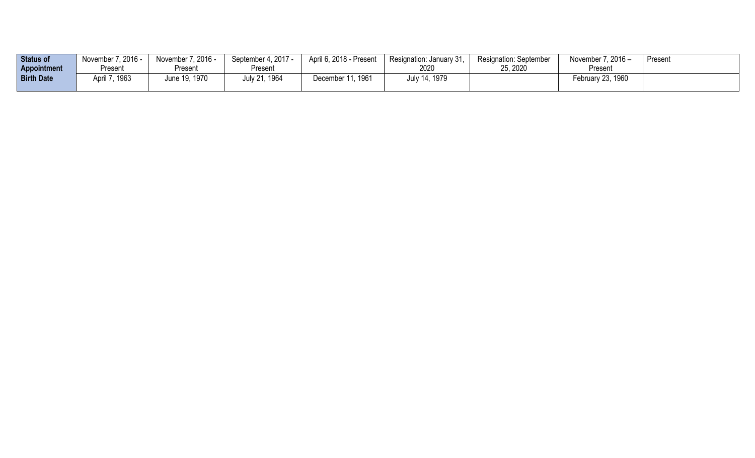| | | | | | | | | |
|---|---|---|---|---|---|---|---|---|
| **Status of Appointment** | November 7, 2016 - Present | November 7, 2016 - Present | September 4, 2017 - Present | April 6, 2018 - Present | Resignation: January 31, 2020 | Resignation: September 25, 2020 | November 7, 2016 – Present | Present |
| **Birth Date** | April 7, 1963 | June 19, 1970 | July 21, 1964 | December 11, 1961 | July 14, 1979 | | February 23, 1960 | |